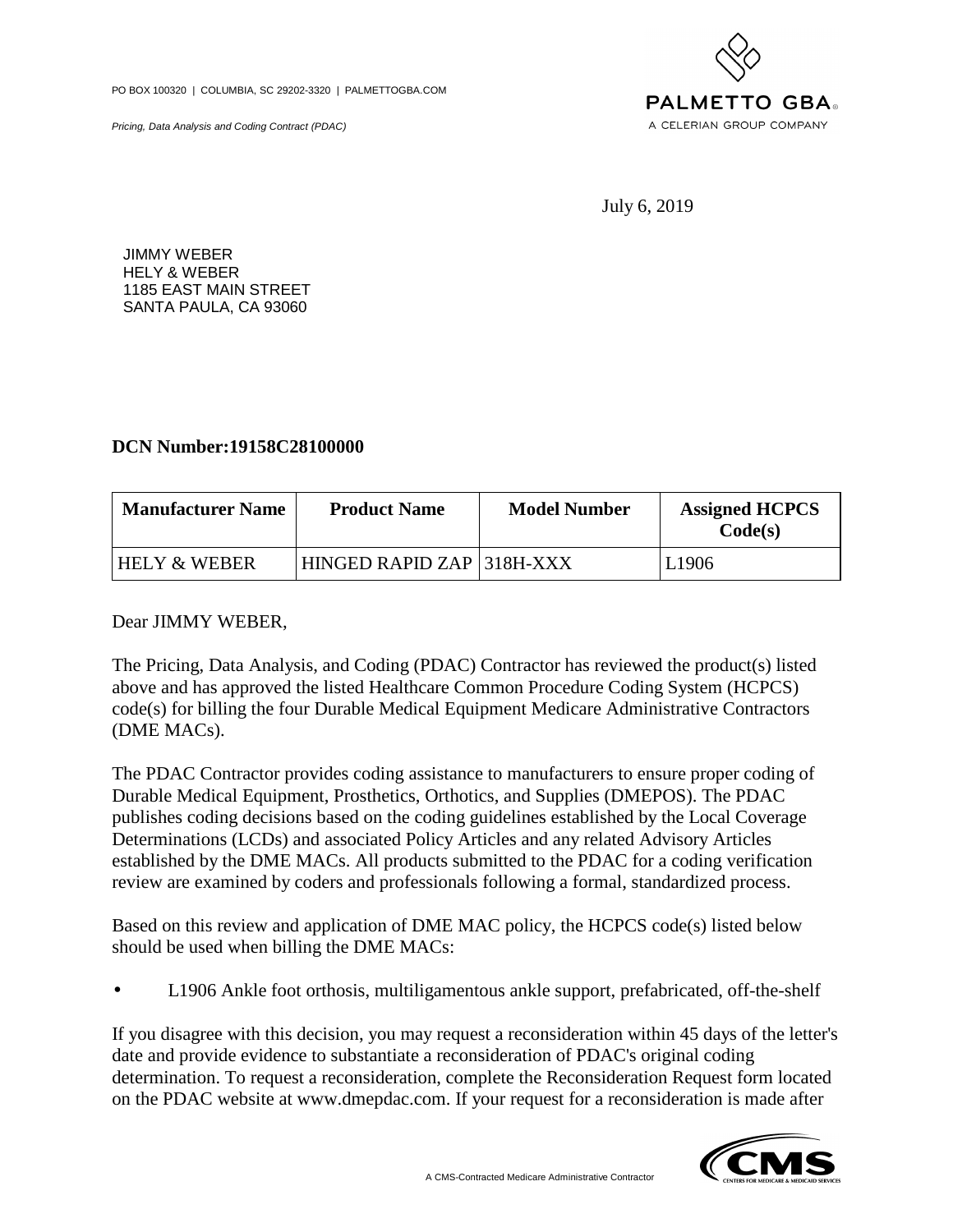PO BOX 100320 | COLUMBIA, SC 29202-3320 | PALMETTOGBA.COM

*Pricing, Data Analysis and Coding Contract (PDAC)*

PALMETTO GBA
A CELERIAN GROUP COMPANY

July 6, 2019

JIMMY WEBER
HELY & WEBER
1185 EAST MAIN STREET
SANTA PAULA, CA 93060

**DCN Number:19158C28100000**

| Manufacturer Name | Product Name | Model Number | Assigned HCPCS Code(s) |
|---|---|---|---|
| HELY & WEBER | HINGED RAPID ZAP | 318H-XXX | L1906 |

Dear JIMMY WEBER,

The Pricing, Data Analysis, and Coding (PDAC) Contractor has reviewed the product(s) listed above and has approved the listed Healthcare Common Procedure Coding System (HCPCS) code(s) for billing the four Durable Medical Equipment Medicare Administrative Contractors (DME MACs).

The PDAC Contractor provides coding assistance to manufacturers to ensure proper coding of Durable Medical Equipment, Prosthetics, Orthotics, and Supplies (DMEPOS). The PDAC publishes coding decisions based on the coding guidelines established by the Local Coverage Determinations (LCDs) and associated Policy Articles and any related Advisory Articles established by the DME MACs. All products submitted to the PDAC for a coding verification review are examined by coders and professionals following a formal, standardized process.

Based on this review and application of DME MAC policy, the HCPCS code(s) listed below should be used when billing the DME MACs:

- L1906 Ankle foot orthosis, multiligamentous ankle support, prefabricated, off-the-shelf

If you disagree with this decision, you may request a reconsideration within 45 days of the letter's date and provide evidence to substantiate a reconsideration of PDAC's original coding determination. To request a reconsideration, complete the Reconsideration Request form located on the PDAC website at www.dmepdac.com. If your request for a reconsideration is made after

A CMS-Contracted Medicare Administrative Contractor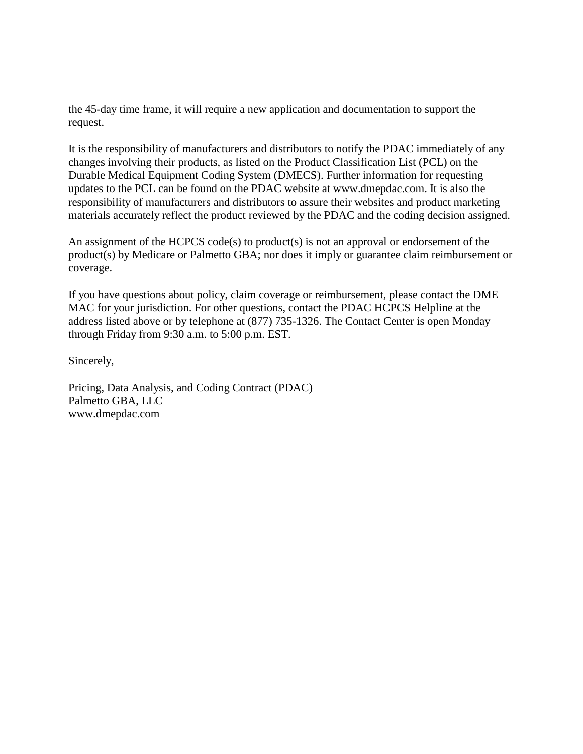the 45-day time frame, it will require a new application and documentation to support the request.

It is the responsibility of manufacturers and distributors to notify the PDAC immediately of any changes involving their products, as listed on the Product Classification List (PCL) on the Durable Medical Equipment Coding System (DMECS). Further information for requesting updates to the PCL can be found on the PDAC website at www.dmepdac.com. It is also the responsibility of manufacturers and distributors to assure their websites and product marketing materials accurately reflect the product reviewed by the PDAC and the coding decision assigned.

An assignment of the HCPCS code(s) to product(s) is not an approval or endorsement of the product(s) by Medicare or Palmetto GBA; nor does it imply or guarantee claim reimbursement or coverage.

If you have questions about policy, claim coverage or reimbursement, please contact the DME MAC for your jurisdiction. For other questions, contact the PDAC HCPCS Helpline at the address listed above or by telephone at (877) 735-1326. The Contact Center is open Monday through Friday from 9:30 a.m. to 5:00 p.m. EST.

Sincerely,

Pricing, Data Analysis, and Coding Contract (PDAC)
Palmetto GBA, LLC
www.dmepdac.com